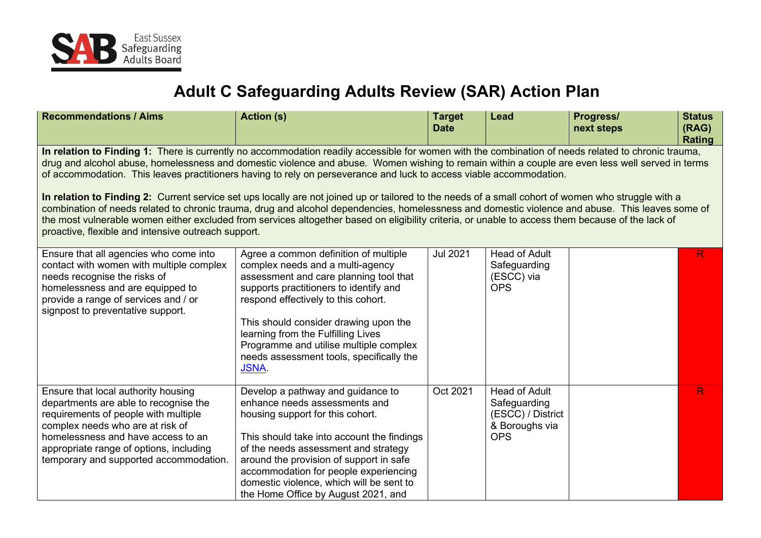# Adult C Safeguarding Adults Review (SAR) Action Plan

| Recommendations / Aims | Action (s) | Target Date | Lead | Progress/ next steps | Status (RAG) Rating |
|---|---|---|---|---|---|
| **In relation to Finding 1:** There is currently no accommodation readily accessible for women with the combination of needs related to chronic trauma, drug and alcohol abuse, homelessness and domestic violence and abuse. Women wishing to remain within a couple are even less well served in terms of accommodation. This leaves practitioners having to rely on perseverance and luck to access viable accommodation.<br><br>**In relation to Finding 2:** Current service set ups locally are not joined up or tailored to the needs of a small cohort of women who struggle with a combination of needs related to chronic trauma, drug and alcohol dependencies, homelessness and domestic violence and abuse. This leaves some of the most vulnerable women either excluded from services altogether based on eligibility criteria, or unable to access them because of the lack of proactive, flexible and intensive outreach support. | | | | | |
| Ensure that all agencies who come into contact with women with multiple complex needs recognise the risks of homelessness and are equipped to provide a range of services and / or signpost to preventative support. | Agree a common definition of multiple complex needs and a multi-agency assessment and care planning tool that supports practitioners to identify and respond effectively to this cohort.<br><br>This should consider drawing upon the learning from the Fulfilling Lives Programme and utilise multiple complex needs assessment tools, specifically the JSNA. | Jul 2021 | Head of Adult Safeguarding (ESCC) via OPS | | R |
| Ensure that local authority housing departments are able to recognise the requirements of people with multiple complex needs who are at risk of homelessness and have access to an appropriate range of options, including temporary and supported accommodation. | Develop a pathway and guidance to enhance needs assessments and housing support for this cohort.<br><br>This should take into account the findings of the needs assessment and strategy around the provision of support in safe accommodation for people experiencing domestic violence, which will be sent to the Home Office by August 2021, and | Oct 2021 | Head of Adult Safeguarding (ESCC) / District & Boroughs via OPS | | R |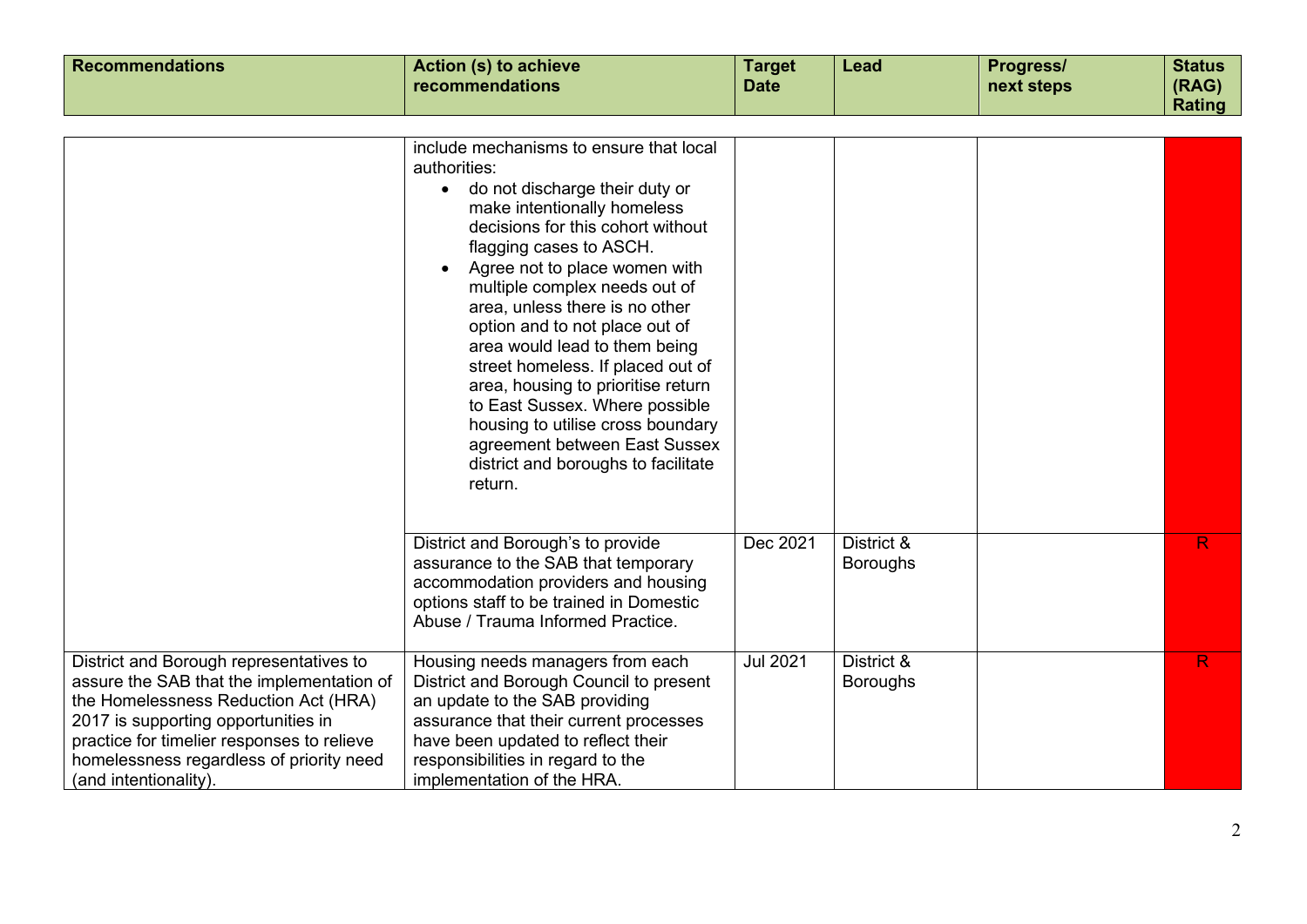| Recommendations | Action (s) to achieve recommendations | Target Date | Lead | Progress/ next steps | Status (RAG) Rating |
|---|---|---|---|---|---|
| | include mechanisms to ensure that local authorities:<br>• do not discharge their duty or make intentionally homeless decisions for this cohort without flagging cases to ASCH.<br>• Agree not to place women with multiple complex needs out of area, unless there is no other option and to not place out of area would lead to them being street homeless. If placed out of area, housing to prioritise return to East Sussex. Where possible housing to utilise cross boundary agreement between East Sussex district and boroughs to facilitate return. | | | | |
| | District and Borough's to provide assurance to the SAB that temporary accommodation providers and housing options staff to be trained in Domestic Abuse / Trauma Informed Practice. | Dec 2021 | District & Boroughs | | R |
| District and Borough representatives to assure the SAB that the implementation of the Homelessness Reduction Act (HRA) 2017 is supporting opportunities in practice for timelier responses to relieve homelessness regardless of priority need (and intentionality). | Housing needs managers from each District and Borough Council to present an update to the SAB providing assurance that their current processes have been updated to reflect their responsibilities in regard to the implementation of the HRA. | Jul 2021 | District & Boroughs | | R |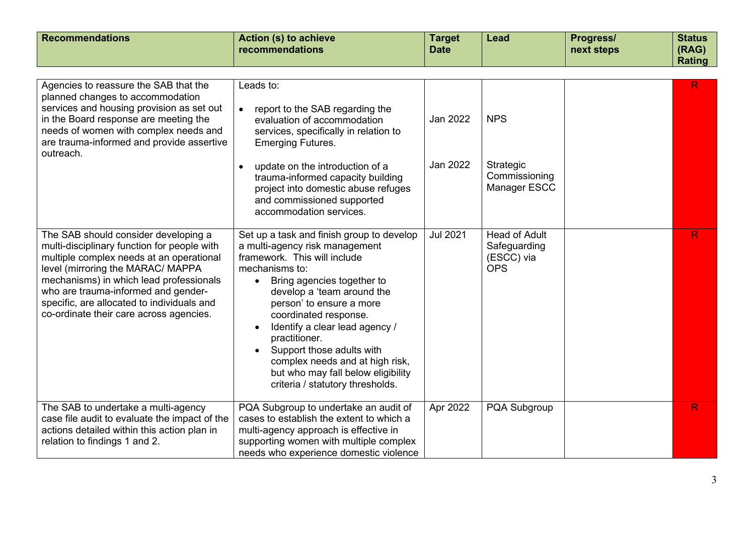| Recommendations | Action (s) to achieve recommendations | Target Date | Lead | Progress/ next steps | Status (RAG) Rating |
|---|---|---|---|---|---|
| Agencies to reassure the SAB that the planned changes to accommodation services and housing provision as set out in the Board response are meeting the needs of women with complex needs and are trauma-informed and provide assertive outreach. | Leads to:<br><br>• report to the SAB regarding the evaluation of accommodation services, specifically in relation to Emerging Futures.<br><br>• update on the introduction of a trauma-informed capacity building project into domestic abuse refuges and commissioned supported accommodation services. | Jan 2022<br><br>Jan 2022 | NPS<br><br>Strategic Commissioning Manager ESCC | | R |
| The SAB should consider developing a multi-disciplinary function for people with multiple complex needs at an operational level (mirroring the MARAC/ MAPPA mechanisms) in which lead professionals who are trauma-informed and gender-specific, are allocated to individuals and co-ordinate their care across agencies. | Set up a task and finish group to develop a multi-agency risk management framework. This will include mechanisms to:<br>• Bring agencies together to develop a 'team around the person' to ensure a more coordinated response.<br>• Identify a clear lead agency / practitioner.<br>• Support those adults with complex needs and at high risk, but who may fall below eligibility criteria / statutory thresholds. | Jul 2021 | Head of Adult Safeguarding (ESCC) via OPS | | R |
| The SAB to undertake a multi-agency case file audit to evaluate the impact of the actions detailed within this action plan in relation to findings 1 and 2. | PQA Subgroup to undertake an audit of cases to establish the extent to which a multi-agency approach is effective in supporting women with multiple complex needs who experience domestic violence | Apr 2022 | PQA Subgroup | | R |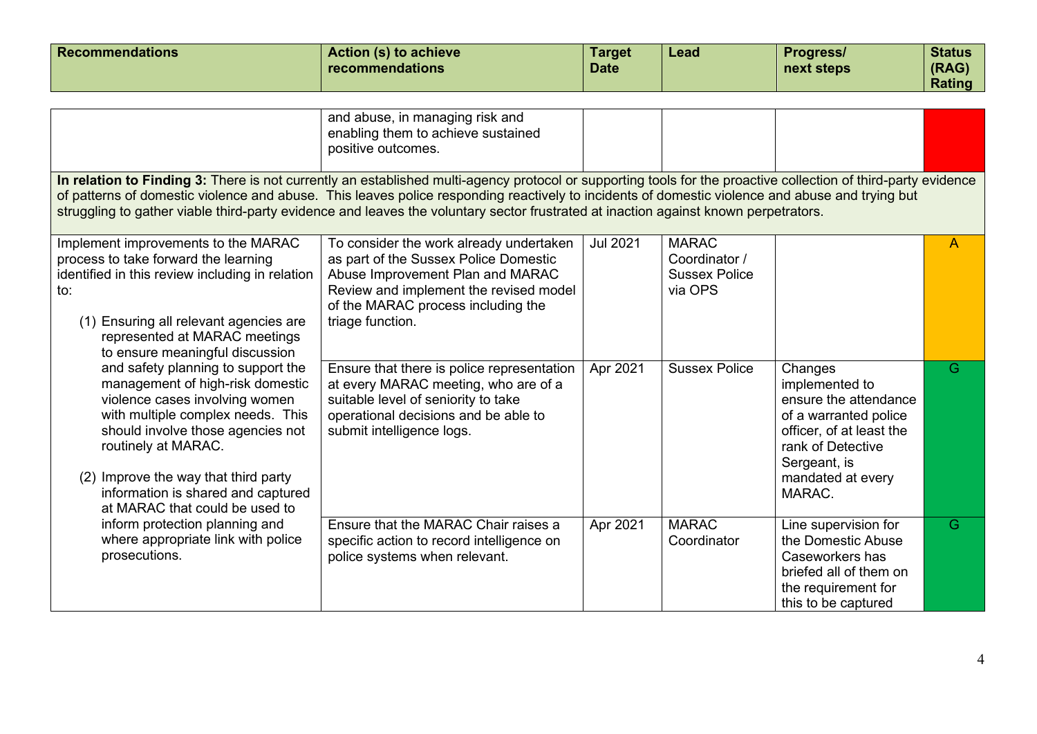| Recommendations | Action (s) to achieve recommendations | Target Date | Lead | Progress/ next steps | Status (RAG) Rating |
|---|---|---|---|---|---|
| | and abuse, in managing risk and enabling them to achieve sustained positive outcomes. | | | | |
| **In relation to Finding 3:** There is not currently an established multi-agency protocol or supporting tools for the proactive collection of third-party evidence of patterns of domestic violence and abuse. This leaves police responding reactively to incidents of domestic violence and abuse and trying but struggling to gather viable third-party evidence and leaves the voluntary sector frustrated at inaction against known perpetrators. | | | | | |
| Implement improvements to the MARAC process to take forward the learning identified in this review including in relation to:<br><br>(1) Ensuring all relevant agencies are represented at MARAC meetings to ensure meaningful discussion and safety planning to support the management of high-risk domestic violence cases involving women with multiple complex needs. This should involve those agencies not routinely at MARAC.<br><br>(2) Improve the way that third party information is shared and captured at MARAC that could be used to inform protection planning and where appropriate link with police prosecutions. | To consider the work already undertaken as part of the Sussex Police Domestic Abuse Improvement Plan and MARAC Review and implement the revised model of the MARAC process including the triage function. | Jul 2021 | MARAC Coordinator / Sussex Police via OPS | | A |
| | Ensure that there is police representation at every MARAC meeting, who are of a suitable level of seniority to take operational decisions and be able to submit intelligence logs. | Apr 2021 | Sussex Police | Changes implemented to ensure the attendance of a warranted police officer, of at least the rank of Detective Sergeant, is mandated at every MARAC. | G |
| | Ensure that the MARAC Chair raises a specific action to record intelligence on police systems when relevant. | Apr 2021 | MARAC Coordinator | Line supervision for the Domestic Abuse Caseworkers has briefed all of them on the requirement for this to be captured | G |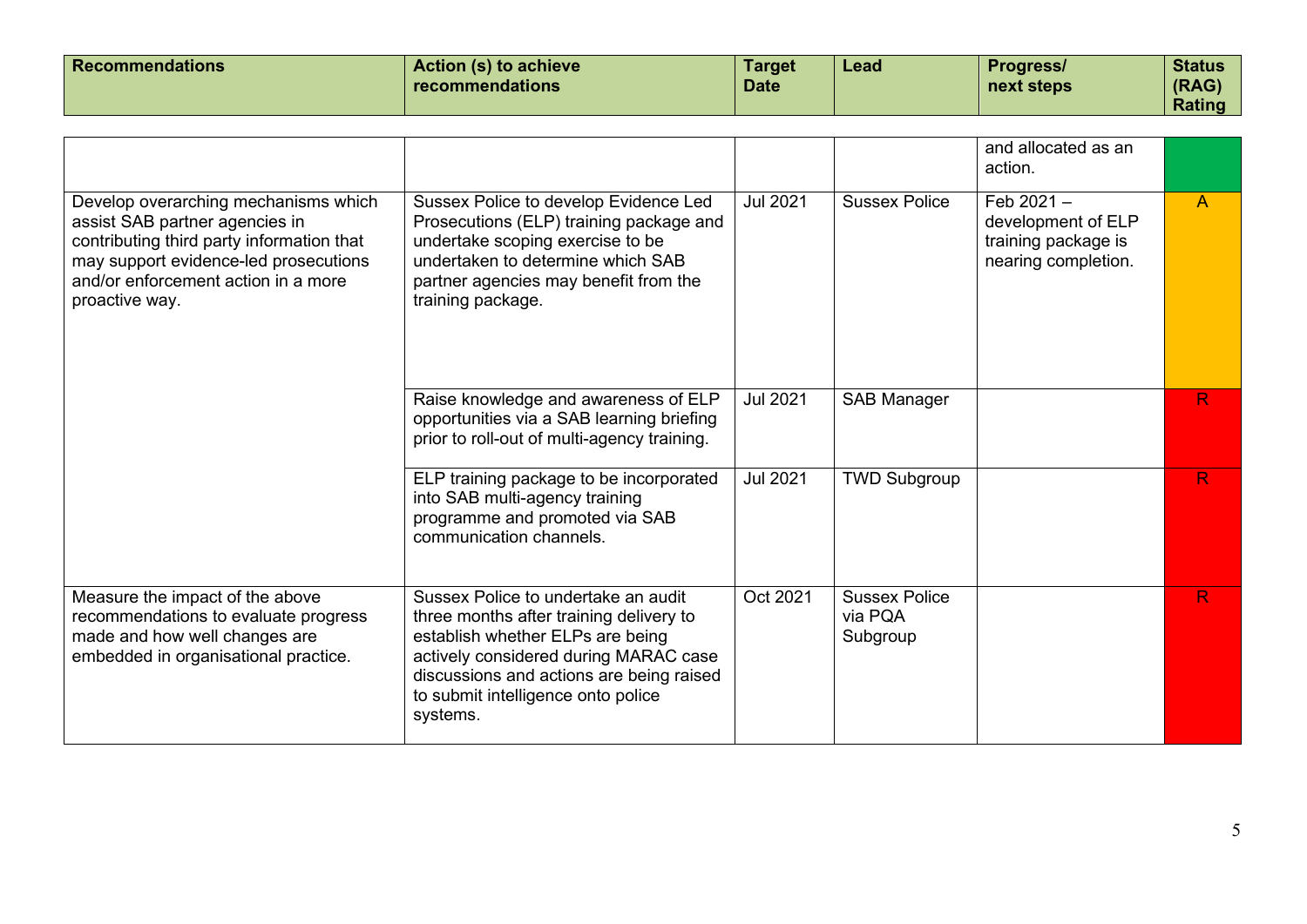| Recommendations | Action (s) to achieve recommendations | Target Date | Lead | Progress/ next steps | Status (RAG) Rating |
|---|---|---|---|---|---|
| | | | | and allocated as an action. | |
| Develop overarching mechanisms which assist SAB partner agencies in contributing third party information that may support evidence-led prosecutions and/or enforcement action in a more proactive way. | Sussex Police to develop Evidence Led Prosecutions (ELP) training package and undertake scoping exercise to be undertaken to determine which SAB partner agencies may benefit from the training package. | Jul 2021 | Sussex Police | Feb 2021 – development of ELP training package is nearing completion. | A |
| | Raise knowledge and awareness of ELP opportunities via a SAB learning briefing prior to roll-out of multi-agency training. | Jul 2021 | SAB Manager | | R |
| | ELP training package to be incorporated into SAB multi-agency training programme and promoted via SAB communication channels. | Jul 2021 | TWD Subgroup | | R |
| Measure the impact of the above recommendations to evaluate progress made and how well changes are embedded in organisational practice. | Sussex Police to undertake an audit three months after training delivery to establish whether ELPs are being actively considered during MARAC case discussions and actions are being raised to submit intelligence onto police systems. | Oct 2021 | Sussex Police via PQA Subgroup | | R |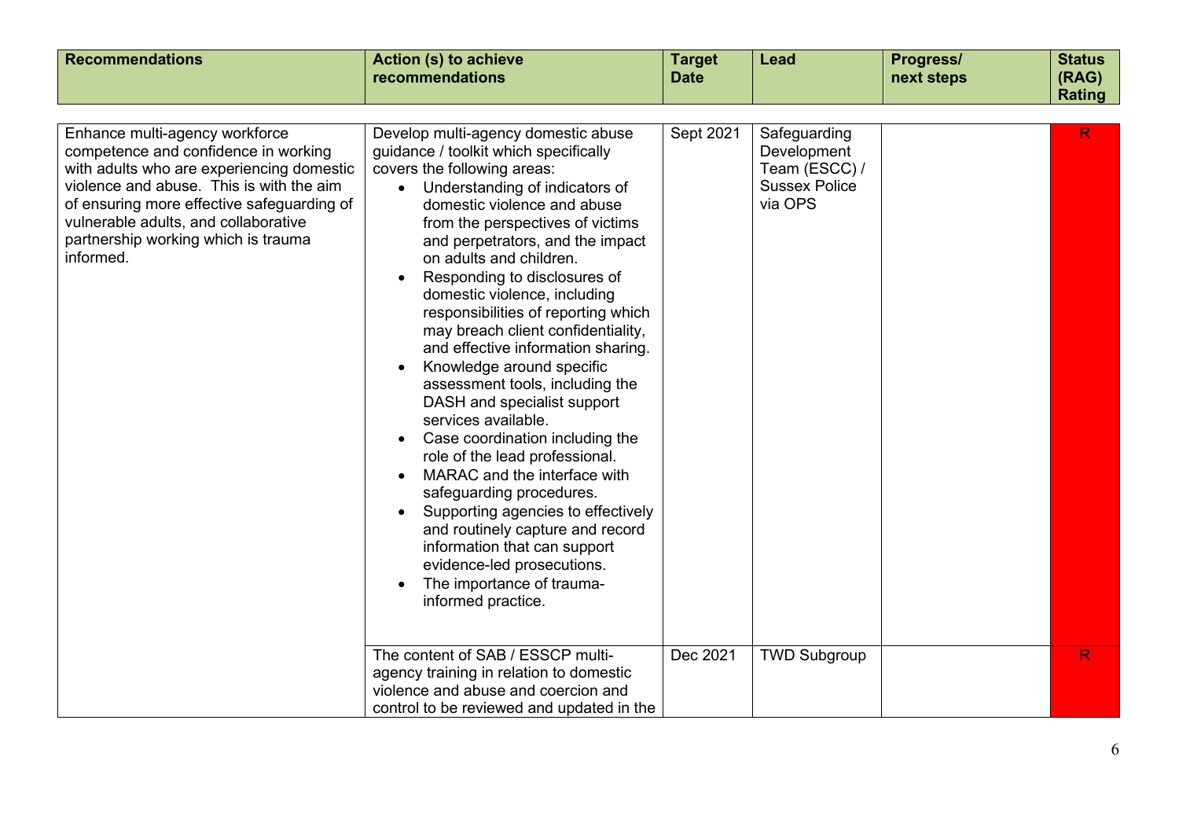| Recommendations | Action (s) to achieve recommendations | Target Date | Lead | Progress/ next steps | Status (RAG) Rating |
|---|---|---|---|---|---|
| Enhance multi-agency workforce competence and confidence in working with adults who are experiencing domestic violence and abuse. This is with the aim of ensuring more effective safeguarding of vulnerable adults, and collaborative partnership working which is trauma informed. | Develop multi-agency domestic abuse guidance / toolkit which specifically covers the following areas:<br>• Understanding of indicators of domestic violence and abuse from the perspectives of victims and perpetrators, and the impact on adults and children.<br>• Responding to disclosures of domestic violence, including responsibilities of reporting which may breach client confidentiality, and effective information sharing.<br>• Knowledge around specific assessment tools, including the DASH and specialist support services available.<br>• Case coordination including the role of the lead professional.<br>• MARAC and the interface with safeguarding procedures.<br>• Supporting agencies to effectively and routinely capture and record information that can support evidence-led prosecutions.<br>• The importance of trauma-informed practice. | Sept 2021 | Safeguarding Development Team (ESCC) / Sussex Police via OPS | | R |
| | The content of SAB / ESSCP multi-agency training in relation to domestic violence and abuse and coercion and control to be reviewed and updated in the | Dec 2021 | TWD Subgroup | | R |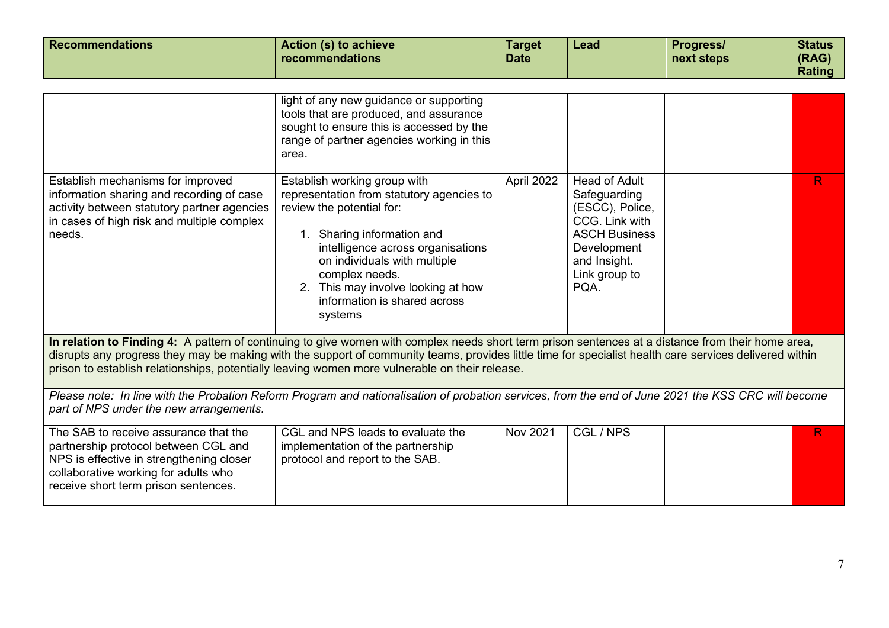| Recommendations | Action (s) to achieve recommendations | Target Date | Lead | Progress/ next steps | Status (RAG) Rating |
|---|---|---|---|---|---|
| | light of any new guidance or supporting tools that are produced, and assurance sought to ensure this is accessed by the range of partner agencies working in this area. | | | | |
| Establish mechanisms for improved information sharing and recording of case activity between statutory partner agencies in cases of high risk and multiple complex needs. | Establish working group with representation from statutory agencies to review the potential for: 1. Sharing information and intelligence across organisations on individuals with multiple complex needs. 2. This may involve looking at how information is shared across systems | April 2022 | Head of Adult Safeguarding (ESCC), Police, CCG. Link with ASCH Business Development and Insight. Link group to PQA. | | R |
| **In relation to Finding 4:** A pattern of continuing to give women with complex needs short term prison sentences at a distance from their home area, disrupts any progress they may be making with the support of community teams, provides little time for specialist health care services delivered within prison to establish relationships, potentially leaving women more vulnerable on their release. | | | | | |
| *Please note: In line with the Probation Reform Program and nationalisation of probation services, from the end of June 2021 the KSS CRC will become part of NPS under the new arrangements.* | | | | | |
| The SAB to receive assurance that the partnership protocol between CGL and NPS is effective in strengthening closer collaborative working for adults who receive short term prison sentences. | CGL and NPS leads to evaluate the implementation of the partnership protocol and report to the SAB. | Nov 2021 | CGL / NPS | | R |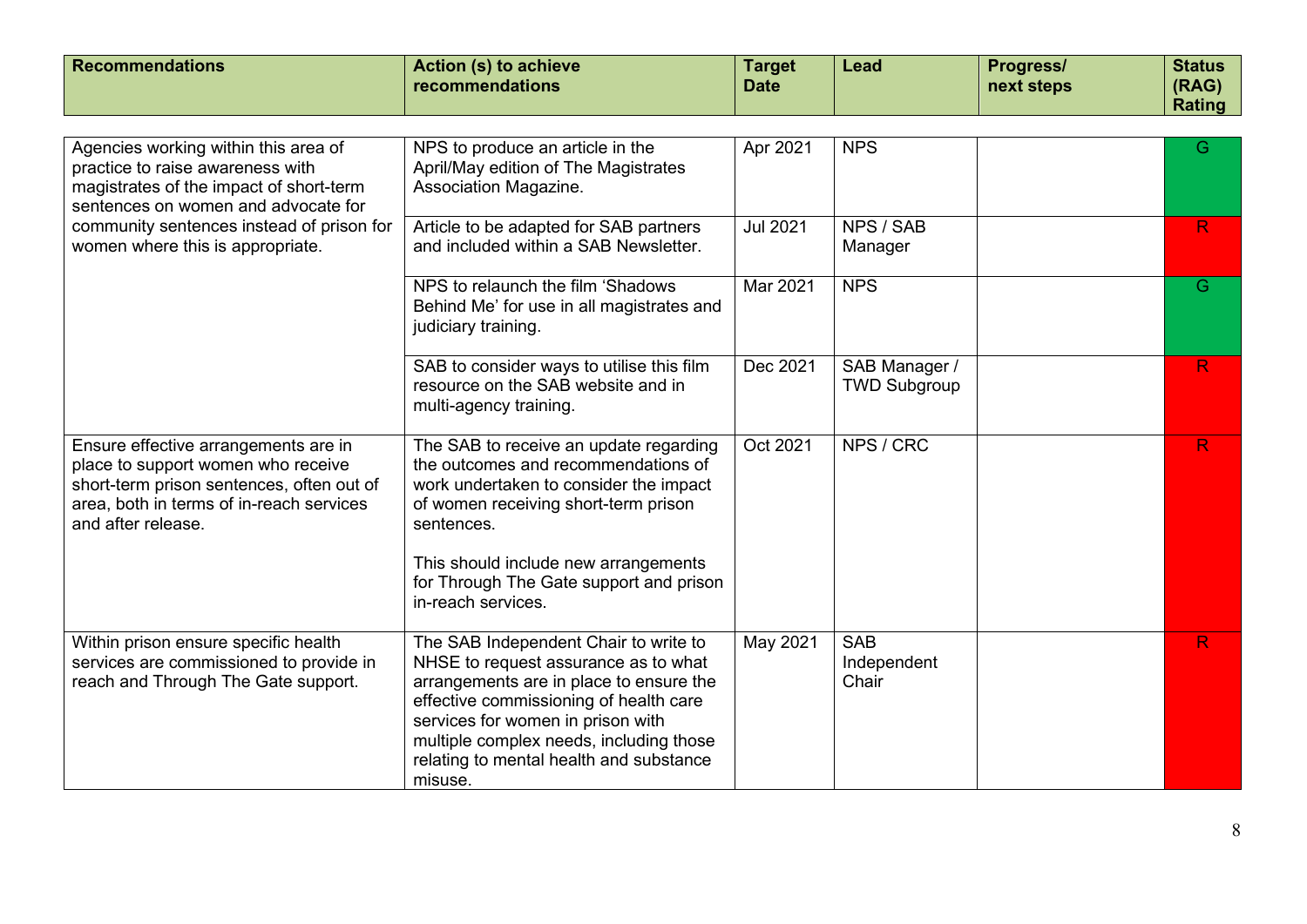| Recommendations | Action (s) to achieve recommendations | Target Date | Lead | Progress/ next steps | Status (RAG) Rating |
|---|---|---|---|---|---|
| Agencies working within this area of practice to raise awareness with magistrates of the impact of short-term sentences on women and advocate for community sentences instead of prison for women where this is appropriate. | NPS to produce an article in the April/May edition of The Magistrates Association Magazine. | Apr 2021 | NPS | | G |
| | Article to be adapted for SAB partners and included within a SAB Newsletter. | Jul 2021 | NPS / SAB Manager | | R |
| | NPS to relaunch the film 'Shadows Behind Me' for use in all magistrates and judiciary training. | Mar 2021 | NPS | | G |
| | SAB to consider ways to utilise this film resource on the SAB website and in multi-agency training. | Dec 2021 | SAB Manager / TWD Subgroup | | R |
| Ensure effective arrangements are in place to support women who receive short-term prison sentences, often out of area, both in terms of in-reach services and after release. | The SAB to receive an update regarding the outcomes and recommendations of work undertaken to consider the impact of women receiving short-term prison sentences.<br><br>This should include new arrangements for Through The Gate support and prison in-reach services. | Oct 2021 | NPS / CRC | | R |
| Within prison ensure specific health services are commissioned to provide in reach and Through The Gate support. | The SAB Independent Chair to write to NHSE to request assurance as to what arrangements are in place to ensure the effective commissioning of health care services for women in prison with multiple complex needs, including those relating to mental health and substance misuse. | May 2021 | SAB Independent Chair | | R |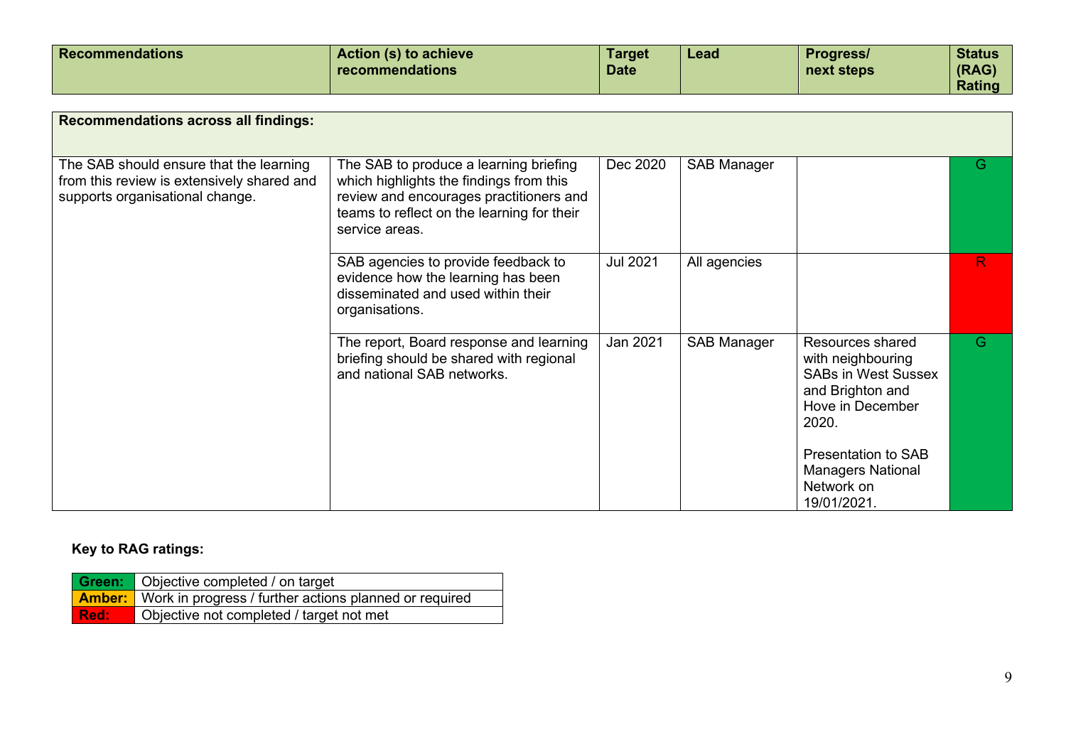| Recommendations | Action (s) to achieve recommendations | Target Date | Lead | Progress/ next steps | Status (RAG) Rating |
|---|---|---|---|---|---|
| **Recommendations across all findings:** | | | | | |
| The SAB should ensure that the learning from this review is extensively shared and supports organisational change. | The SAB to produce a learning briefing which highlights the findings from this review and encourages practitioners and teams to reflect on the learning for their service areas. | Dec 2020 | SAB Manager | | G |
| | SAB agencies to provide feedback to evidence how the learning has been disseminated and used within their organisations. | Jul 2021 | All agencies | | R |
| | The report, Board response and learning briefing should be shared with regional and national SAB networks. | Jan 2021 | SAB Manager | Resources shared with neighbouring SABs in West Sussex and Brighton and Hove in December 2020.<br><br>Presentation to SAB Managers National Network on 19/01/2021. | G |

**Key to RAG ratings:**

| | |
|---|---|
| **Green:** | Objective completed / on target |
| **Amber:** | Work in progress / further actions planned or required |
| **Red:** | Objective not completed / target not met |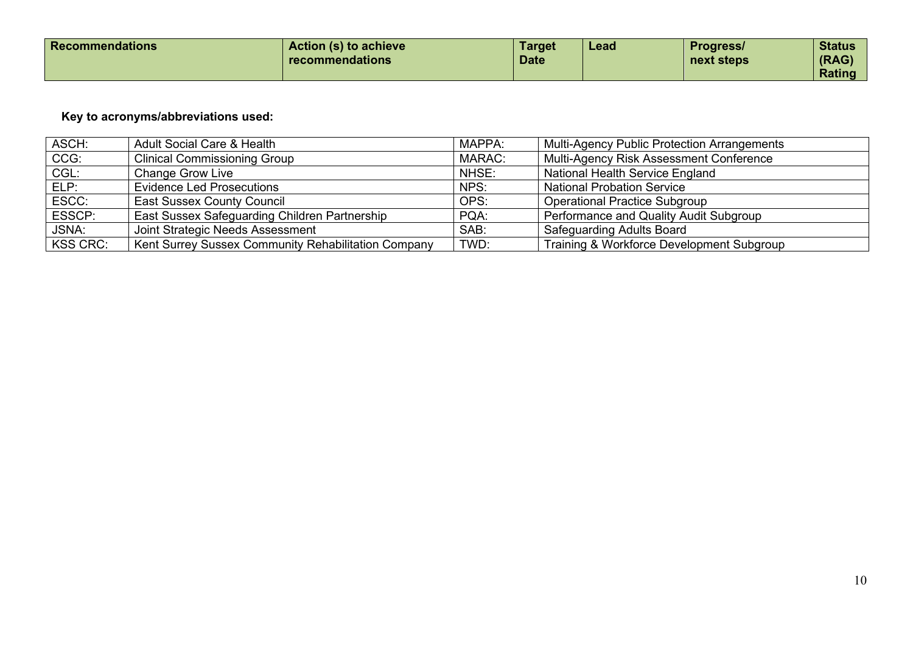| Recommendations | Action (s) to achieve recommendations | Target Date | Lead | Progress/ next steps | Status (RAG) Rating |
|---|---|---|---|---|---|

**Key to acronyms/abbreviations used:**

| | | | |
|---|---|---|---|
| ASCH: | Adult Social Care & Health | MAPPA: | Multi-Agency Public Protection Arrangements |
| CCG: | Clinical Commissioning Group | MARAC: | Multi-Agency Risk Assessment Conference |
| CGL: | Change Grow Live | NHSE: | National Health Service England |
| ELP: | Evidence Led Prosecutions | NPS: | National Probation Service |
| ESCC: | East Sussex County Council | OPS: | Operational Practice Subgroup |
| ESSCP: | East Sussex Safeguarding Children Partnership | PQA: | Performance and Quality Audit Subgroup |
| JSNA: | Joint Strategic Needs Assessment | SAB: | Safeguarding Adults Board |
| KSS CRC: | Kent Surrey Sussex Community Rehabilitation Company | TWD: | Training & Workforce Development Subgroup |